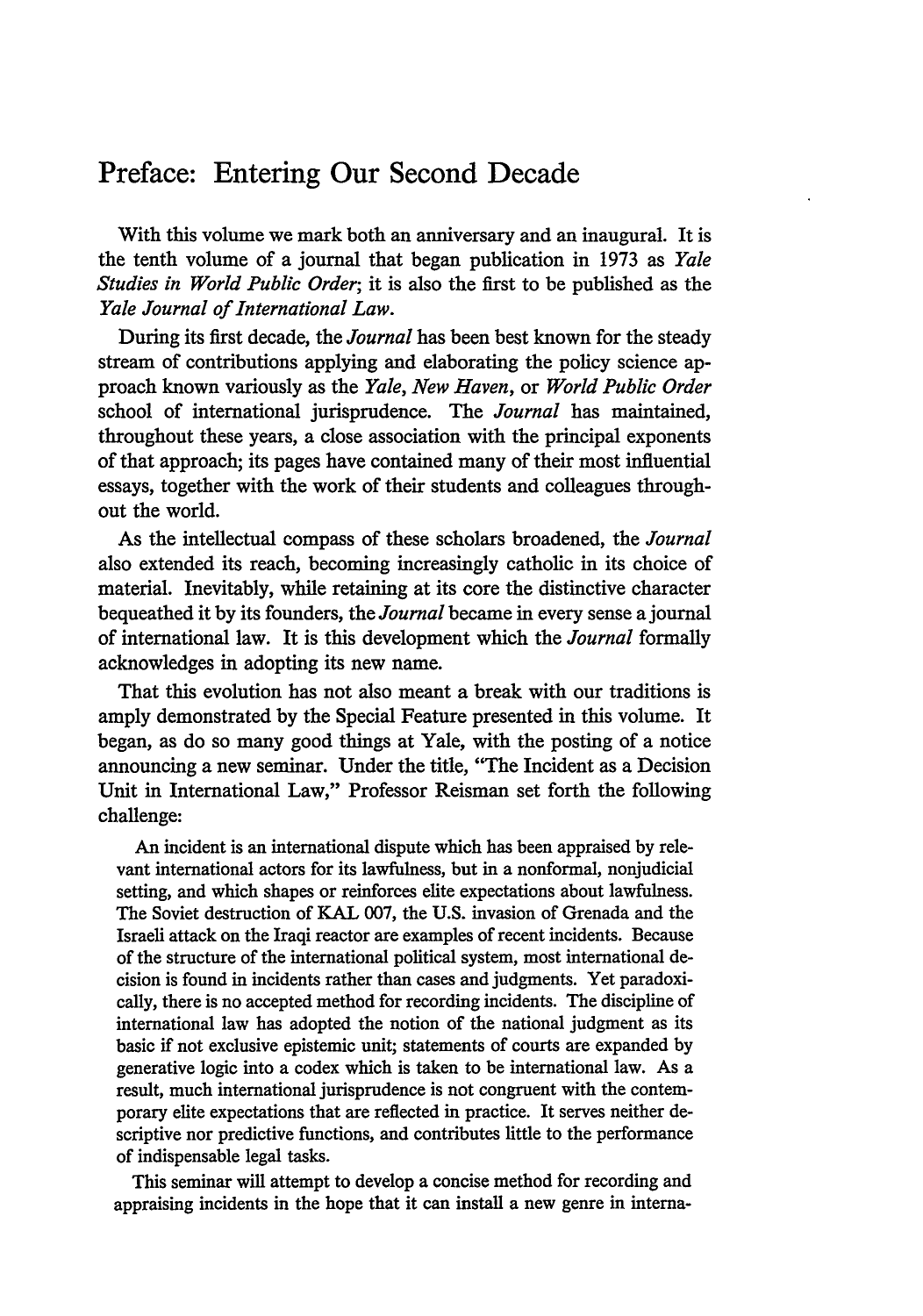# Preface: Entering Our Second Decade

With this volume we mark both an anniversary and an inaugural. It is the tenth volume of a journal that began publication in 1973 as *Yale Studies in World Public Order*; it is also the first to be published as the *Yale Journal of International Law*.

During its first decade, the *Journal* has been best known for the steady stream of contributions applying and elaborating the policy science approach known variously as the *Yale*, *New Haven*, or *World Public Order* school of international jurisprudence. The *Journal* has maintained, throughout these years, a close association with the principal exponents of that approach; its pages have contained many of their most influential essays, together with the work of their students and colleagues throughout the world.

As the intellectual compass of these scholars broadened, the *Journal* also extended its reach, becoming increasingly catholic in its choice of material. Inevitably, while retaining at its core the distinctive character bequeathed it by its founders, the *Journal* became in every sense a journal of international law. It is this development which the *Journal* formally acknowledges in adopting its new name.

That this evolution has not also meant a break with our traditions is amply demonstrated by the Special Feature presented in this volume. It began, as do so many good things at Yale, with the posting of a notice announcing a new seminar. Under the title, "The Incident as a Decision Unit in International Law," Professor Reisman set forth the following challenge:

> An incident is an international dispute which has been appraised by relevant international actors for its lawfulness, but in a nonformal, nonjudicial setting, and which shapes or reinforces elite expectations about lawfulness. The Soviet destruction of KAL 007, the U.S. invasion of Grenada and the Israeli attack on the Iraqi reactor are examples of recent incidents. Because of the structure of the international political system, most international decision is found in incidents rather than cases and judgments. Yet paradoxically, there is no accepted method for recording incidents. The discipline of international law has adopted the notion of the national judgment as its basic if not exclusive epistemic unit; statements of courts are expanded by generative logic into a codex which is taken to be international law. As a result, much international jurisprudence is not congruent with the contemporary elite expectations that are reflected in practice. It serves neither descriptive nor predictive functions, and contributes little to the performance of indispensable legal tasks.
>
> This seminar will attempt to develop a concise method for recording and appraising incidents in the hope that it can install a new genre in interna-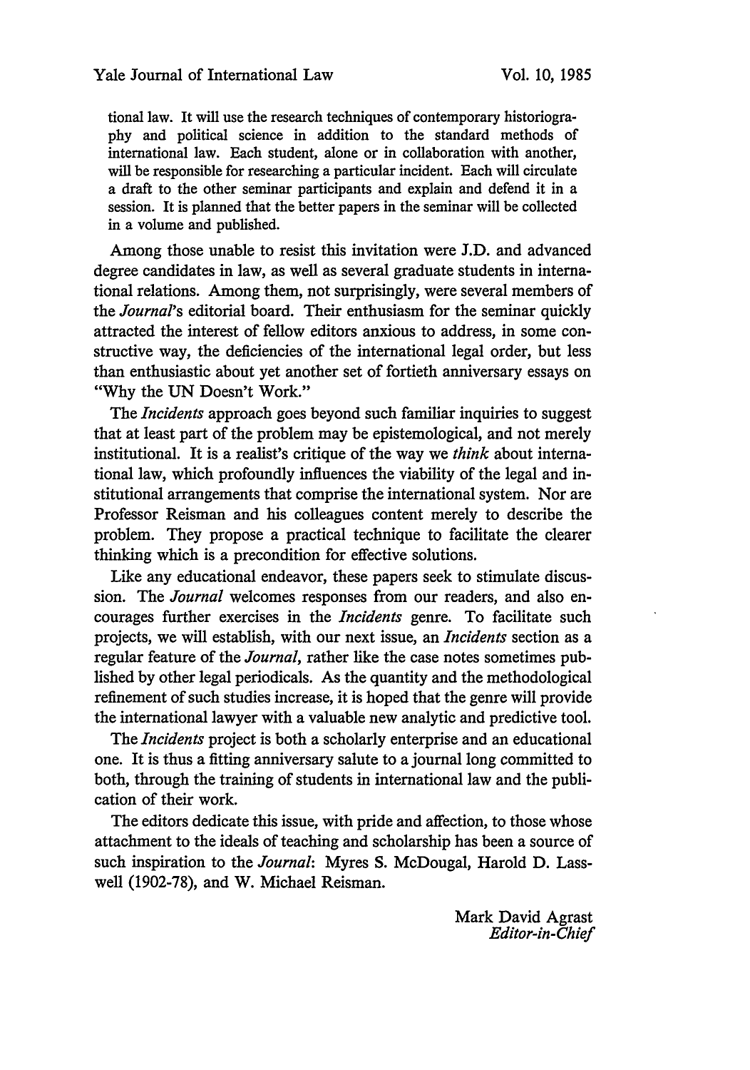tional law. It will use the research techniques of contemporary historiography and political science in addition to the standard methods of international law. Each student, alone or in collaboration with another, will be responsible for researching a particular incident. Each will circulate a draft to the other seminar participants and explain and defend it in a session. It is planned that the better papers in the seminar will be collected in a volume and published.

Among those unable to resist this invitation were J.D. and advanced degree candidates in law, as well as several graduate students in international relations. Among them, not surprisingly, were several members of the *Journal*'s editorial board. Their enthusiasm for the seminar quickly attracted the interest of fellow editors anxious to address, in some constructive way, the deficiencies of the international legal order, but less than enthusiastic about yet another set of fortieth anniversary essays on "Why the UN Doesn't Work."

The *Incidents* approach goes beyond such familiar inquiries to suggest that at least part of the problem may be epistemological, and not merely institutional. It is a realist's critique of the way we *think* about international law, which profoundly influences the viability of the legal and institutional arrangements that comprise the international system. Nor are Professor Reisman and his colleagues content merely to describe the problem. They propose a practical technique to facilitate the clearer thinking which is a precondition for effective solutions.

Like any educational endeavor, these papers seek to stimulate discussion. The *Journal* welcomes responses from our readers, and also encourages further exercises in the *Incidents* genre. To facilitate such projects, we will establish, with our next issue, an *Incidents* section as a regular feature of the *Journal*, rather like the case notes sometimes published by other legal periodicals. As the quantity and the methodological refinement of such studies increase, it is hoped that the genre will provide the international lawyer with a valuable new analytic and predictive tool.

The *Incidents* project is both a scholarly enterprise and an educational one. It is thus a fitting anniversary salute to a journal long committed to both, through the training of students in international law and the publication of their work.

The editors dedicate this issue, with pride and affection, to those whose attachment to the ideals of teaching and scholarship has been a source of such inspiration to the *Journal*: Myres S. McDougal, Harold D. Lasswell (1902-78), and W. Michael Reisman.

Mark David Agrast
*Editor-in-Chief*